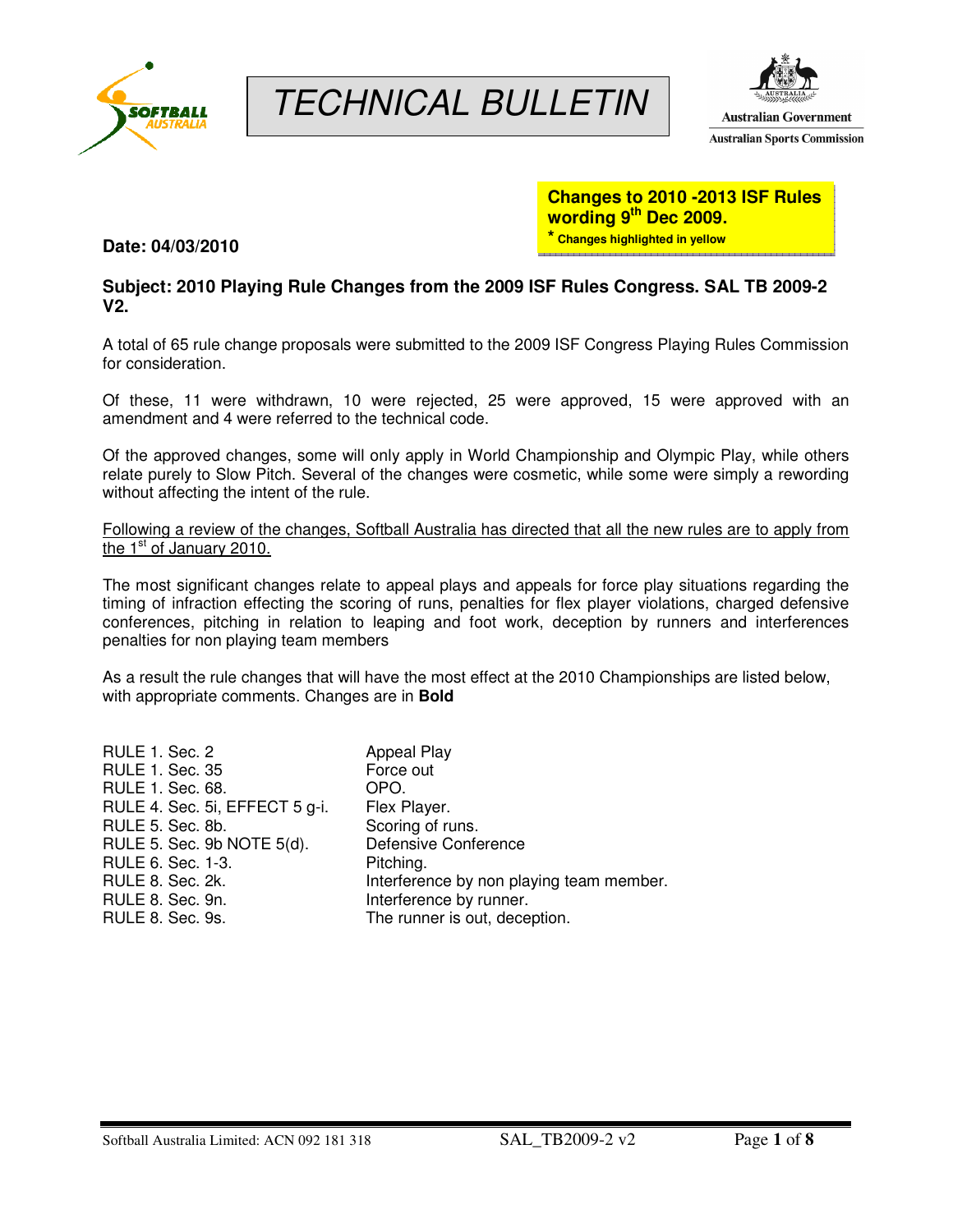# TECHNICAL BULLETIN

**Changes to 2010 -2013 ISF Rules wording 9th Dec 2009.**
**\* Changes highlighted in yellow**

**Date: 04/03/2010**

**Subject: 2010 Playing Rule Changes from the 2009 ISF Rules Congress. SAL TB 2009-2 V2.**

A total of 65 rule change proposals were submitted to the 2009 ISF Congress Playing Rules Commission for consideration.

Of these, 11 were withdrawn, 10 were rejected, 25 were approved, 15 were approved with an amendment and 4 were referred to the technical code.

Of the approved changes, some will only apply in World Championship and Olympic Play, while others relate purely to Slow Pitch. Several of the changes were cosmetic, while some were simply a rewording without affecting the intent of the rule.

<u>Following a review of the changes, Softball Australia has directed that all the new rules are to apply from the 1st of January 2010.</u>

The most significant changes relate to appeal plays and appeals for force play situations regarding the timing of infraction effecting the scoring of runs, penalties for flex player violations, charged defensive conferences, pitching in relation to leaping and foot work, deception by runners and interferences penalties for non playing team members

As a result the rule changes that will have the most effect at the 2010 Championships are listed below, with appropriate comments. Changes are in **Bold**

| | |
|---|---|
| RULE 1. Sec. 2 | Appeal Play |
| RULE 1. Sec. 35 | Force out |
| RULE 1. Sec. 68. | OPO. |
| RULE 4. Sec. 5i, EFFECT 5 g-i. | Flex Player. |
| RULE 5. Sec. 8b. | Scoring of runs. |
| RULE 5. Sec. 9b NOTE 5(d). | Defensive Conference |
| RULE 6. Sec. 1-3. | Pitching. |
| RULE 8. Sec. 2k. | Interference by non playing team member. |
| RULE 8. Sec. 9n. | Interference by runner. |
| RULE 8. Sec. 9s. | The runner is out, deception. |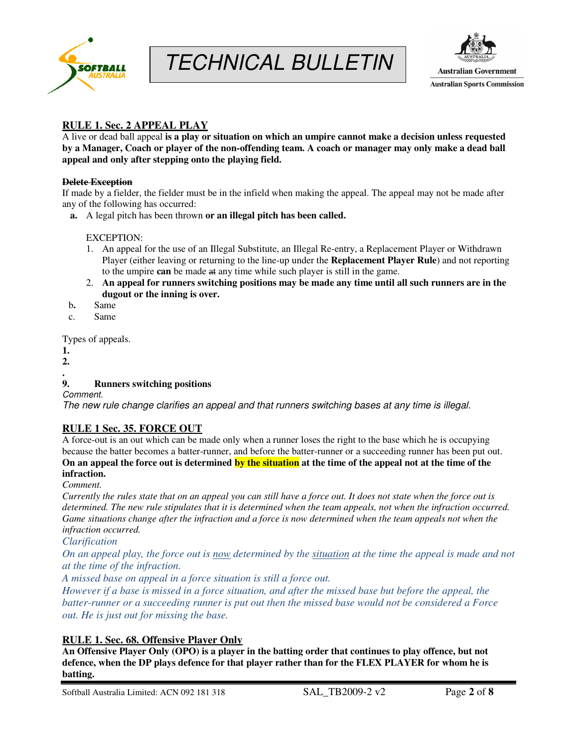## RULE 1. Sec. 2 APPEAL PLAY

A live or dead ball appeal **is a play or situation on which an umpire cannot make a decision unless requested by a Manager, Coach or player of the non-offending team. A coach or manager may only make a dead ball appeal and only after stepping onto the playing field.**

**~~Delete Exception~~**

If made by a fielder, the fielder must be in the infield when making the appeal. The appeal may not be made after any of the following has occurred:

**a.** A legal pitch has been thrown **or an illegal pitch has been called.**

EXCEPTION:

1. An appeal for the use of an Illegal Substitute, an Illegal Re-entry, a Replacement Player or Withdrawn Player (either leaving or returning to the line-up under the **Replacement Player Rule**) and not reporting to the umpire **can** be made ~~at~~ any time while such player is still in the game.
2. **An appeal for runners switching positions may be made any time until all such runners are in the dugout or the inning is over.**

**b.** Same

c. Same

Types of appeals.

**1.**

**2.**

**.**

**9. Runners switching positions**

*Comment.*

*The new rule change clarifies an appeal and that runners switching bases at any time is illegal.*

## RULE 1 Sec. 35. FORCE OUT

A force-out is an out which can be made only when a runner loses the right to the base which he is occupying because the batter becomes a batter-runner, and before the batter-runner or a succeeding runner has been put out. **On an appeal the force out is determined by the situation at the time of the appeal not at the time of the infraction.**

*Comment.*

*Currently the rules state that on an appeal you can still have a force out. It does not state when the force out is determined. The new rule stipulates that it is determined when the team appeals, not when the infraction occurred. Game situations change after the infraction and a force is now determined when the team appeals not when the infraction occurred.*

*Clarification*

*On an appeal play, the force out is now determined by the situation at the time the appeal is made and not at the time of the infraction.*

*A missed base on appeal in a force situation is still a force out.*

*However if a base is missed in a force situation, and after the missed base but before the appeal, the batter-runner or a succeeding runner is put out then the missed base would not be considered a Force out. He is just out for missing the base.*

## RULE 1. Sec. 68. Offensive Player Only

**An Offensive Player Only (OPO) is a player in the batting order that continues to play offence, but not defence, when the DP plays defence for that player rather than for the FLEX PLAYER for whom he is batting.**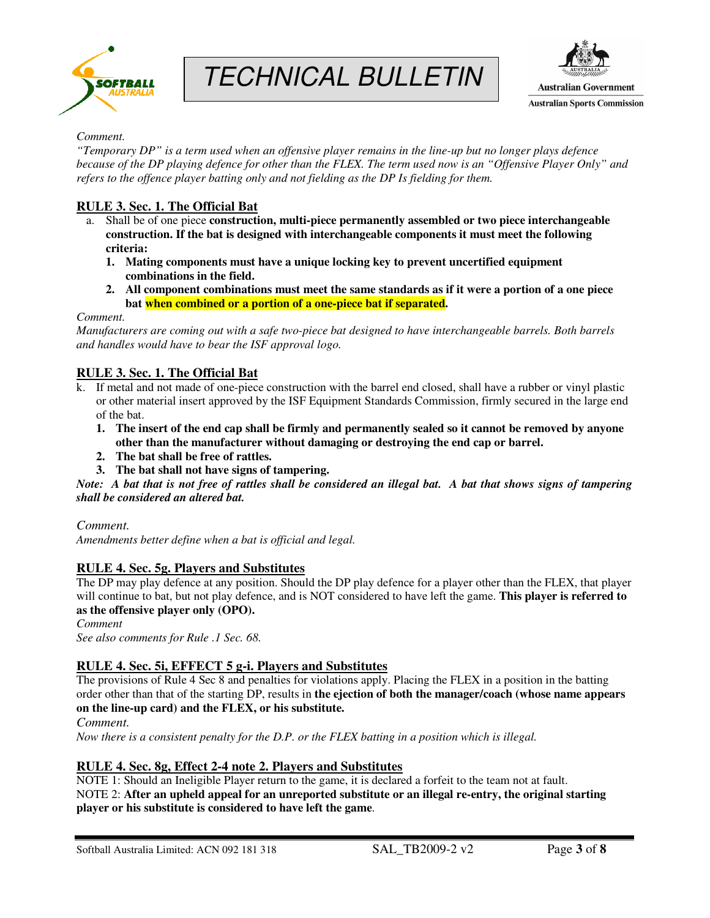*Comment.*
*"Temporary DP" is a term used when an offensive player remains in the line-up but no longer plays defence because of the DP playing defence for other than the FLEX. The term used now is an "Offensive Player Only" and refers to the offence player batting only and not fielding as the DP Is fielding for them.*

## RULE 3. Sec. 1. The Official Bat

a. Shall be of one piece **construction, multi-piece permanently assembled or two piece interchangeable construction. If the bat is designed with interchangeable components it must meet the following criteria:**
   1. **Mating components must have a unique locking key to prevent uncertified equipment combinations in the field.**
   2. **All component combinations must meet the same standards as if it were a portion of a one piece bat when combined or a portion of a one-piece bat if separated.**

*Comment.*
*Manufacturers are coming out with a safe two-piece bat designed to have interchangeable barrels. Both barrels and handles would have to bear the ISF approval logo.*

## RULE 3. Sec. 1. The Official Bat

k. If metal and not made of one-piece construction with the barrel end closed, shall have a rubber or vinyl plastic or other material insert approved by the ISF Equipment Standards Commission, firmly secured in the large end of the bat.
   1. **The insert of the end cap shall be firmly and permanently sealed so it cannot be removed by anyone other than the manufacturer without damaging or destroying the end cap or barrel.**
   2. **The bat shall be free of rattles.**
   3. **The bat shall not have signs of tampering.**

***Note: A bat that is not free of rattles shall be considered an illegal bat. A bat that shows signs of tampering shall be considered an altered bat.***

*Comment.*
*Amendments better define when a bat is official and legal.*

## RULE 4. Sec. 5g. Players and Substitutes

The DP may play defence at any position. Should the DP play defence for a player other than the FLEX, that player will continue to bat, but not play defence, and is NOT considered to have left the game. **This player is referred to as the offensive player only (OPO).**

*Comment*
*See also comments for Rule .1 Sec. 68.*

## RULE 4. Sec. 5i, EFFECT 5 g-i. Players and Substitutes

The provisions of Rule 4 Sec 8 and penalties for violations apply. Placing the FLEX in a position in the batting order other than that of the starting DP, results in **the ejection of both the manager/coach (whose name appears on the line-up card) and the FLEX, or his substitute.**

*Comment.*
*Now there is a consistent penalty for the D.P. or the FLEX batting in a position which is illegal.*

## RULE 4. Sec. 8g, Effect 2-4 note 2. Players and Substitutes

NOTE 1: Should an Ineligible Player return to the game, it is declared a forfeit to the team not at fault.
NOTE 2: **After an upheld appeal for an unreported substitute or an illegal re-entry, the original starting player or his substitute is considered to have left the game**.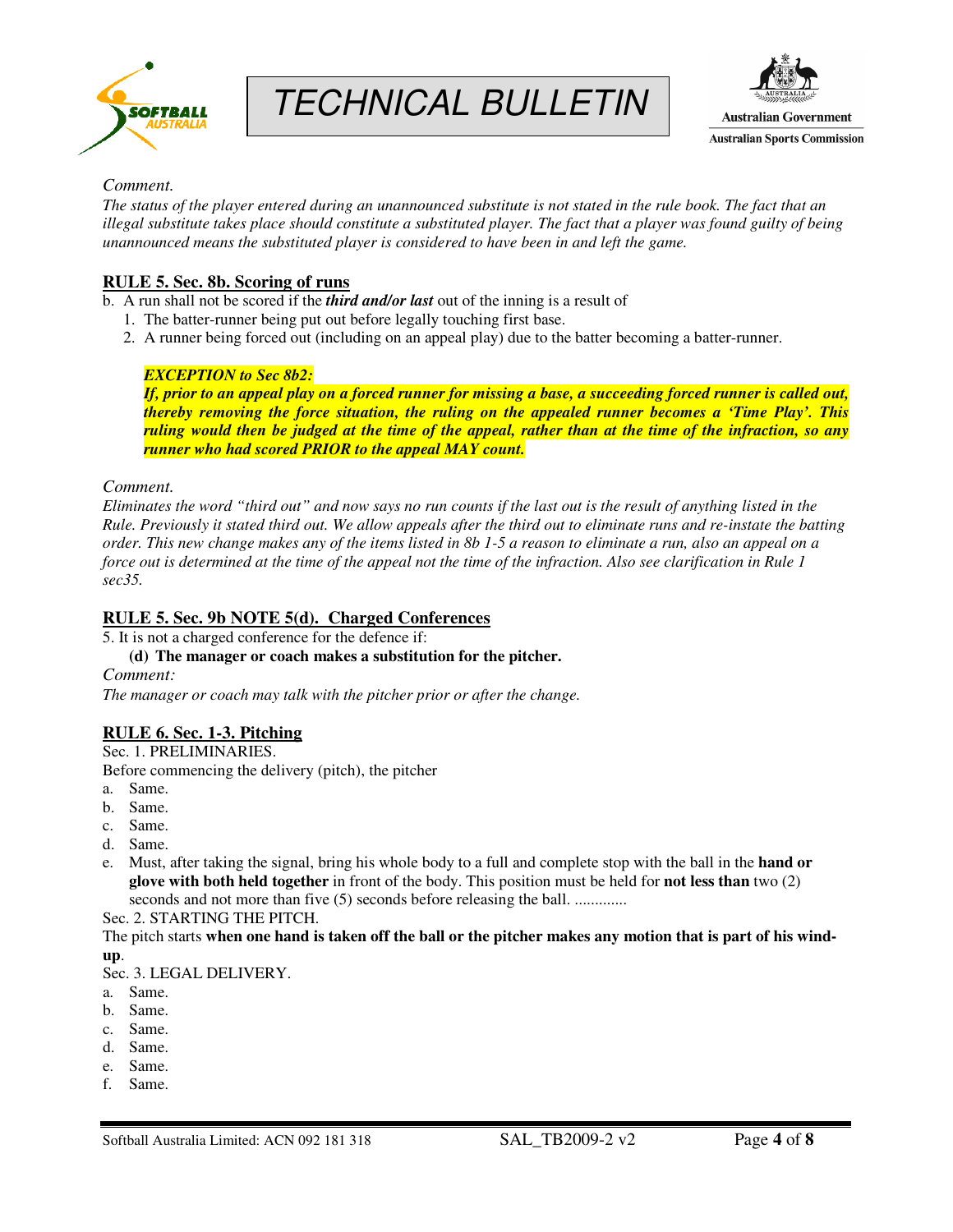*Comment.*

*The status of the player entered during an unannounced substitute is not stated in the rule book. The fact that an illegal substitute takes place should constitute a substituted player. The fact that a player was found guilty of being unannounced means the substituted player is considered to have been in and left the game.*

## RULE 5. Sec. 8b. Scoring of runs

b. A run shall not be scored if the ***third and/or last*** out of the inning is a result of

1. The batter-runner being put out before legally touching first base.
2. A runner being forced out (including on an appeal play) due to the batter becoming a batter-runner.

> ***EXCEPTION to Sec 8b2:***
> ***If, prior to an appeal play on a forced runner for missing a base, a succeeding forced runner is called out, thereby removing the force situation, the ruling on the appealed runner becomes a 'Time Play'. This ruling would then be judged at the time of the appeal, rather than at the time of the infraction, so any runner who had scored PRIOR to the appeal MAY count.***

*Comment.*

*Eliminates the word "third out" and now says no run counts if the last out is the result of anything listed in the Rule. Previously it stated third out. We allow appeals after the third out to eliminate runs and re-instate the batting order. This new change makes any of the items listed in 8b 1-5 a reason to eliminate a run, also an appeal on a force out is determined at the time of the appeal not the time of the infraction. Also see clarification in Rule 1 sec35.*

## RULE 5. Sec. 9b NOTE 5(d). Charged Conferences

5. It is not a charged conference for the defence if:

**(d) The manager or coach makes a substitution for the pitcher.**

*Comment:*

*The manager or coach may talk with the pitcher prior or after the change.*

## RULE 6. Sec. 1-3. Pitching

Sec. 1. PRELIMINARIES.

Before commencing the delivery (pitch), the pitcher

a. Same.
b. Same.
c. Same.
d. Same.
e. Must, after taking the signal, bring his whole body to a full and complete stop with the ball in the **hand or glove with both held together** in front of the body. This position must be held for **not less than** two (2) seconds and not more than five (5) seconds before releasing the ball. .............

Sec. 2. STARTING THE PITCH.

The pitch starts **when one hand is taken off the ball or the pitcher makes any motion that is part of his wind-up**.

Sec. 3. LEGAL DELIVERY.

a. Same.
b. Same.
c. Same.
d. Same.
e. Same.
f. Same.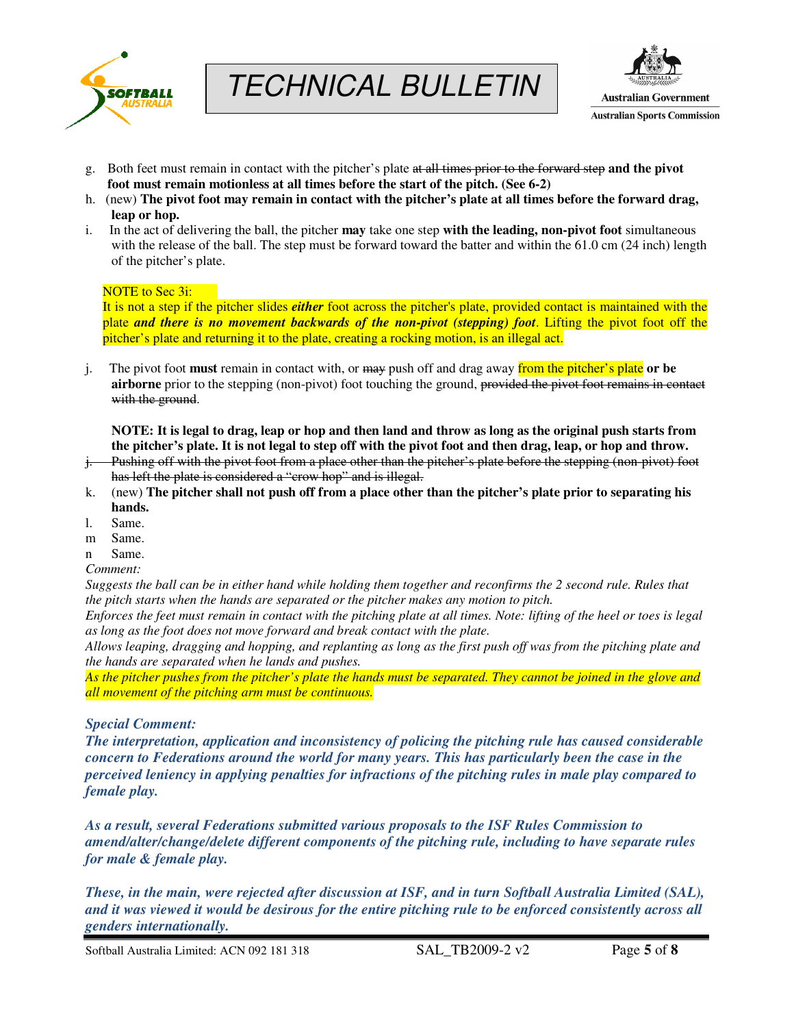g. Both feet must remain in contact with the pitcher's plate ~~at all times prior to the forward step~~ **and the pivot foot must remain motionless at all times before the start of the pitch. (See 6-2)**

h. (new) **The pivot foot may remain in contact with the pitcher's plate at all times before the forward drag, leap or hop.**

i. In the act of delivering the ball, the pitcher **may** take one step **with the leading, non-pivot foot** simultaneous with the release of the ball. The step must be forward toward the batter and within the 61.0 cm (24 inch) length of the pitcher's plate.

NOTE to Sec 3i:
It is not a step if the pitcher slides ***either*** foot across the pitcher's plate, provided contact is maintained with the plate ***and there is no movement backwards of the non-pivot (stepping) foot***. Lifting the pivot foot off the pitcher's plate and returning it to the plate, creating a rocking motion, is an illegal act.

j. The pivot foot **must** remain in contact with, or ~~may~~ push off and drag away from the pitcher's plate **or be airborne** prior to the stepping (non-pivot) foot touching the ground, ~~provided the pivot foot remains in contact with the ground~~.

**NOTE: It is legal to drag, leap or hop and then land and throw as long as the original push starts from the pitcher's plate. It is not legal to step off with the pivot foot and then drag, leap, or hop and throw.**

~~j. Pushing off with the pivot foot from a place other than the pitcher's plate before the stepping (non-pivot) foot has left the plate is considered a "crow hop" and is illegal.~~

k. (new) **The pitcher shall not push off from a place other than the pitcher's plate prior to separating his hands.**

l. Same.

m Same.

n Same.

*Comment:*

*Suggests the ball can be in either hand while holding them together and reconfirms the 2 second rule. Rules that the pitch starts when the hands are separated or the pitcher makes any motion to pitch.*

*Enforces the feet must remain in contact with the pitching plate at all times. Note: lifting of the heel or toes is legal as long as the foot does not move forward and break contact with the plate.*

*Allows leaping, dragging and hopping, and replanting as long as the first push off was from the pitching plate and the hands are separated when he lands and pushes.*

*As the pitcher pushes from the pitcher's plate the hands must be separated. They cannot be joined in the glove and all movement of the pitching arm must be continuous.*

***Special Comment:***

***The interpretation, application and inconsistency of policing the pitching rule has caused considerable concern to Federations around the world for many years. This has particularly been the case in the perceived leniency in applying penalties for infractions of the pitching rules in male play compared to female play.***

***As a result, several Federations submitted various proposals to the ISF Rules Commission to amend/alter/change/delete different components of the pitching rule, including to have separate rules for male & female play.***

***These, in the main, were rejected after discussion at ISF, and in turn Softball Australia Limited (SAL), and it was viewed it would be desirous for the entire pitching rule to be enforced consistently across all genders internationally.***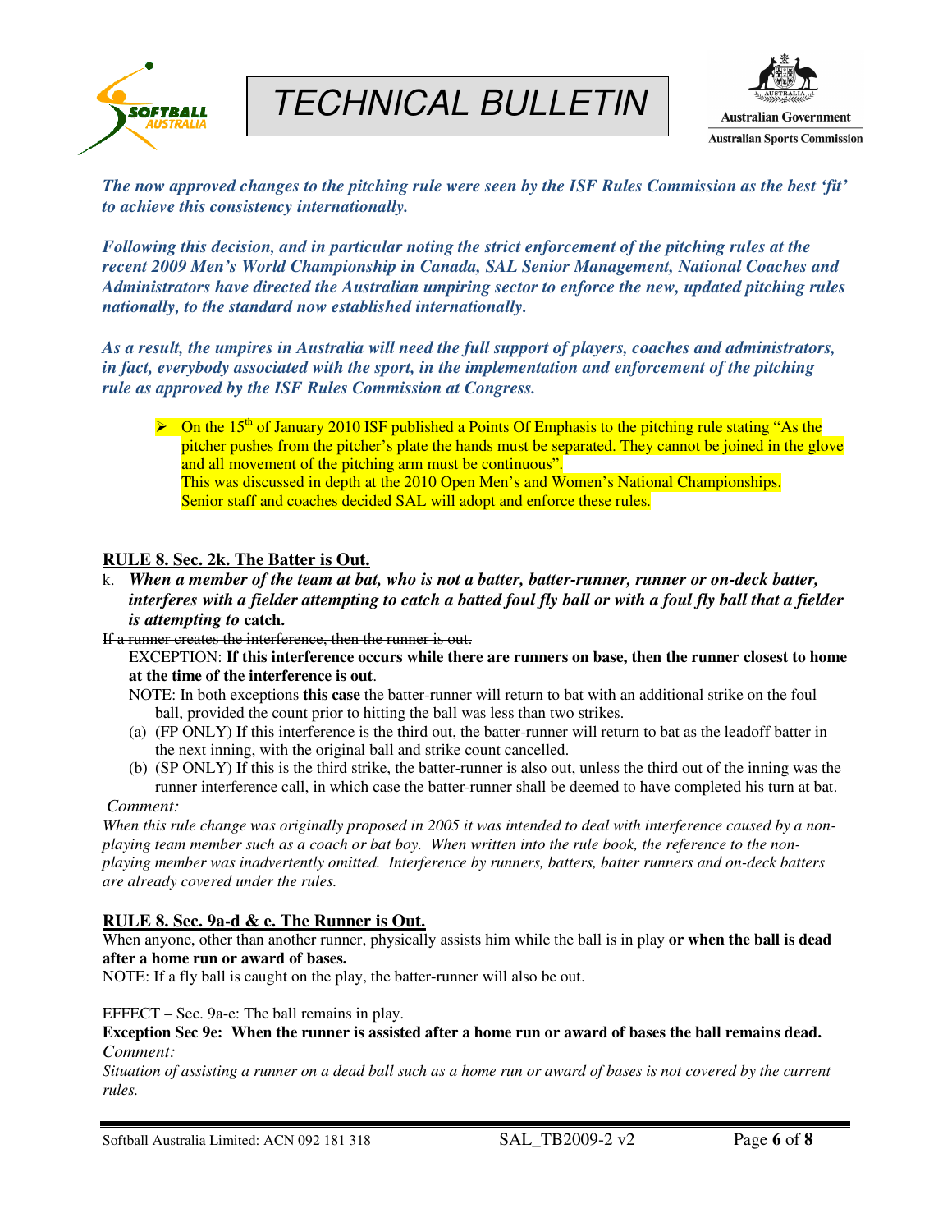***The now approved changes to the pitching rule were seen by the ISF Rules Commission as the best 'fit' to achieve this consistency internationally.***

***Following this decision, and in particular noting the strict enforcement of the pitching rules at the recent 2009 Men's World Championship in Canada, SAL Senior Management, National Coaches and Administrators have directed the Australian umpiring sector to enforce the new, updated pitching rules nationally, to the standard now established internationally.***

***As a result, the umpires in Australia will need the full support of players, coaches and administrators, in fact, everybody associated with the sport, in the implementation and enforcement of the pitching rule as approved by the ISF Rules Commission at Congress.***

- On the 15th of January 2010 ISF published a Points Of Emphasis to the pitching rule stating "As the pitcher pushes from the pitcher's plate the hands must be separated. They cannot be joined in the glove and all movement of the pitching arm must be continuous".
  This was discussed in depth at the 2010 Open Men's and Women's National Championships.
  Senior staff and coaches decided SAL will adopt and enforce these rules.

## RULE 8. Sec. 2k. The Batter is Out.

k. ***When a member of the team at bat, who is not a batter, batter-runner, runner or on-deck batter, interferes with a fielder attempting to catch a batted foul fly ball or with a foul fly ball that a fielder is attempting to* catch.**

~~If a runner creates the interference, then the runner is out.~~

EXCEPTION: **If this interference occurs while there are runners on base, then the runner closest to home at the time of the interference is out**.

NOTE: In ~~both exceptions~~ **this case** the batter-runner will return to bat with an additional strike on the foul ball, provided the count prior to hitting the ball was less than two strikes.

(a) (FP ONLY) If this interference is the third out, the batter-runner will return to bat as the leadoff batter in the next inning, with the original ball and strike count cancelled.

(b) (SP ONLY) If this is the third strike, the batter-runner is also out, unless the third out of the inning was the runner interference call, in which case the batter-runner shall be deemed to have completed his turn at bat.

*Comment:*

*When this rule change was originally proposed in 2005 it was intended to deal with interference caused by a non-playing team member such as a coach or bat boy. When written into the rule book, the reference to the non-playing member was inadvertently omitted. Interference by runners, batters, batter runners and on-deck batters are already covered under the rules.*

## RULE 8. Sec. 9a-d & e. The Runner is Out.

When anyone, other than another runner, physically assists him while the ball is in play **or when the ball is dead after a home run or award of bases.**

NOTE: If a fly ball is caught on the play, the batter-runner will also be out.

EFFECT – Sec. 9a-e: The ball remains in play.

**Exception Sec 9e: When the runner is assisted after a home run or award of bases the ball remains dead.**

*Comment:*

*Situation of assisting a runner on a dead ball such as a home run or award of bases is not covered by the current rules.*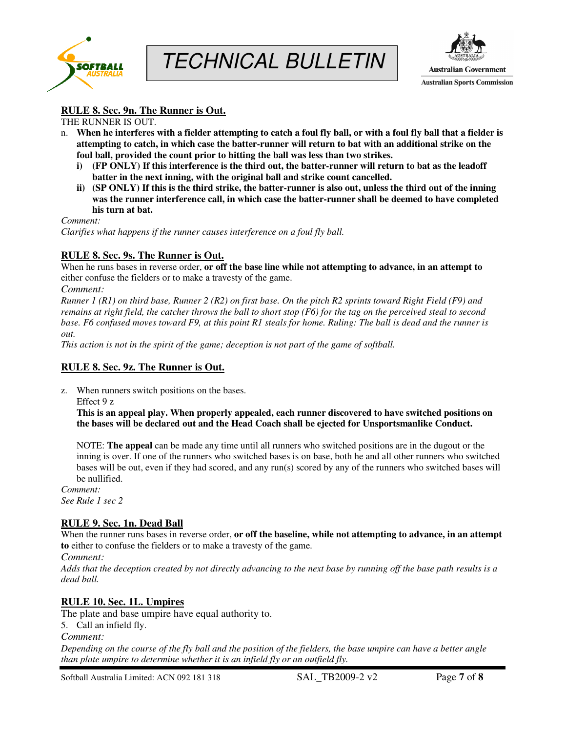**RULE 8. Sec. 9n. The Runner is Out.**

THE RUNNER IS OUT.

n. **When he interferes with a fielder attempting to catch a foul fly ball, or with a foul fly ball that a fielder is attempting to catch, in which case the batter-runner will return to bat with an additional strike on the foul ball, provided the count prior to hitting the ball was less than two strikes.**
   - **i) (FP ONLY) If this interference is the third out, the batter-runner will return to bat as the leadoff batter in the next inning, with the original ball and strike count cancelled.**
   - **ii) (SP ONLY) If this is the third strike, the batter-runner is also out, unless the third out of the inning was the runner interference call, in which case the batter-runner shall be deemed to have completed his turn at bat.**

*Comment:*

*Clarifies what happens if the runner causes interference on a foul fly ball.*

**RULE 8. Sec. 9s. The Runner is Out.**

When he runs bases in reverse order, **or off the base line while not attempting to advance, in an attempt to** either confuse the fielders or to make a travesty of the game.

*Comment:*

*Runner 1 (R1) on third base, Runner 2 (R2) on first base. On the pitch R2 sprints toward Right Field (F9) and remains at right field, the catcher throws the ball to short stop (F6) for the tag on the perceived steal to second base. F6 confused moves toward F9, at this point R1 steals for home. Ruling: The ball is dead and the runner is out.*

*This action is not in the spirit of the game; deception is not part of the game of softball.*

**RULE 8. Sec. 9z. The Runner is Out.**

z. When runners switch positions on the bases.

   Effect 9 z

   **This is an appeal play. When properly appealed, each runner discovered to have switched positions on the bases will be declared out and the Head Coach shall be ejected for Unsportsmanlike Conduct.**

   NOTE: **The appeal** can be made any time until all runners who switched positions are in the dugout or the inning is over. If one of the runners who switched bases is on base, both he and all other runners who switched bases will be out, even if they had scored, and any run(s) scored by any of the runners who switched bases will be nullified.

*Comment:*

*See Rule 1 sec 2*

**RULE 9. Sec. 1n. Dead Ball**

When the runner runs bases in reverse order, **or off the baseline, while not attempting to advance, in an attempt to** either to confuse the fielders or to make a travesty of the game.

*Comment:*

*Adds that the deception created by not directly advancing to the next base by running off the base path results is a dead ball.*

**RULE 10. Sec. 1L. Umpires**

The plate and base umpire have equal authority to.

5. Call an infield fly.

*Comment:*

*Depending on the course of the fly ball and the position of the fielders, the base umpire can have a better angle than plate umpire to determine whether it is an infield fly or an outfield fly.*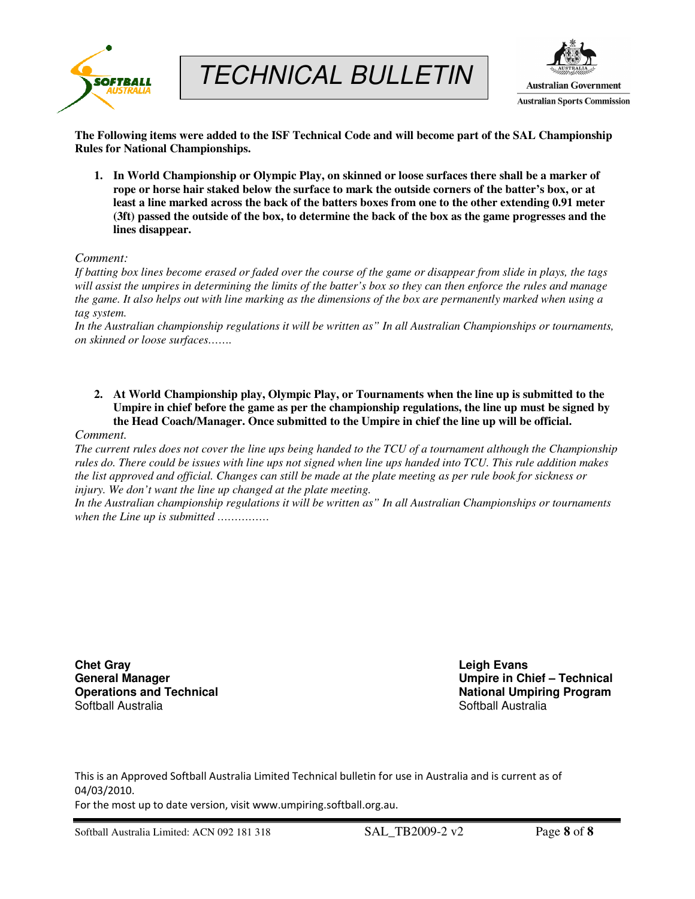# TECHNICAL BULLETIN

Australian Government
Australian Sports Commission

**The Following items were added to the ISF Technical Code and will become part of the SAL Championship Rules for National Championships.**

1. **In World Championship or Olympic Play, on skinned or loose surfaces there shall be a marker of rope or horse hair staked below the surface to mark the outside corners of the batter's box, or at least a line marked across the back of the batters boxes from one to the other extending 0.91 meter (3ft) passed the outside of the box, to determine the back of the box as the game progresses and the lines disappear.**

*Comment:*

*If batting box lines become erased or faded over the course of the game or disappear from slide in plays, the tags will assist the umpires in determining the limits of the batter's box so they can then enforce the rules and manage the game. It also helps out with line marking as the dimensions of the box are permanently marked when using a tag system.*

*In the Australian championship regulations it will be written as" In all Australian Championships or tournaments, on skinned or loose surfaces…….*

2. **At World Championship play, Olympic Play, or Tournaments when the line up is submitted to the Umpire in chief before the game as per the championship regulations, the line up must be signed by the Head Coach/Manager. Once submitted to the Umpire in chief the line up will be official.**

*Comment.*

*The current rules does not cover the line ups being handed to the TCU of a tournament although the Championship rules do. There could be issues with line ups not signed when line ups handed into TCU. This rule addition makes the list approved and official. Changes can still be made at the plate meeting as per rule book for sickness or injury. We don't want the line up changed at the plate meeting.*

*In the Australian championship regulations it will be written as" In all Australian Championships or tournaments when the Line up is submitted ……………*

**Chet Gray**
**General Manager**
**Operations and Technical**
Softball Australia

**Leigh Evans**
**Umpire in Chief – Technical**
**National Umpiring Program**
Softball Australia

This is an Approved Softball Australia Limited Technical bulletin for use in Australia and is current as of 04/03/2010.
For the most up to date version, visit www.umpiring.softball.org.au.

Softball Australia Limited: ACN 092 181 318 SAL_TB2009-2 v2